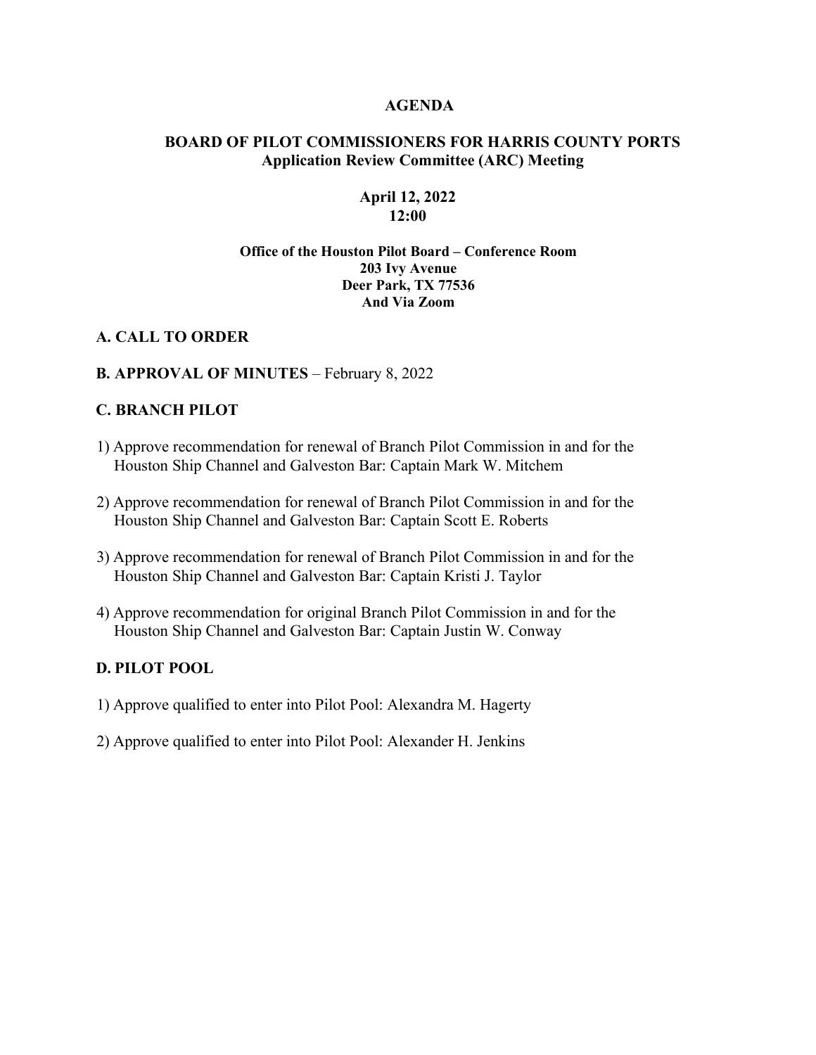# AGENDA

## BOARD OF PILOT COMMISSIONERS FOR HARRIS COUNTY PORTS
### Application Review Committee (ARC) Meeting

**April 12, 2022**
**12:00**

**Office of the Houston Pilot Board – Conference Room**
**203 Ivy Avenue**
**Deer Park, TX 77536**
**And Via Zoom**

## A. CALL TO ORDER

## B. APPROVAL OF MINUTES – February 8, 2022

## C. BRANCH PILOT

1) Approve recommendation for renewal of Branch Pilot Commission in and for the Houston Ship Channel and Galveston Bar: Captain Mark W. Mitchem

2) Approve recommendation for renewal of Branch Pilot Commission in and for the Houston Ship Channel and Galveston Bar: Captain Scott E. Roberts

3) Approve recommendation for renewal of Branch Pilot Commission in and for the Houston Ship Channel and Galveston Bar: Captain Kristi J. Taylor

4) Approve recommendation for original Branch Pilot Commission in and for the Houston Ship Channel and Galveston Bar: Captain Justin W. Conway

## D. PILOT POOL

1) Approve qualified to enter into Pilot Pool: Alexandra M. Hagerty

2) Approve qualified to enter into Pilot Pool: Alexander H. Jenkins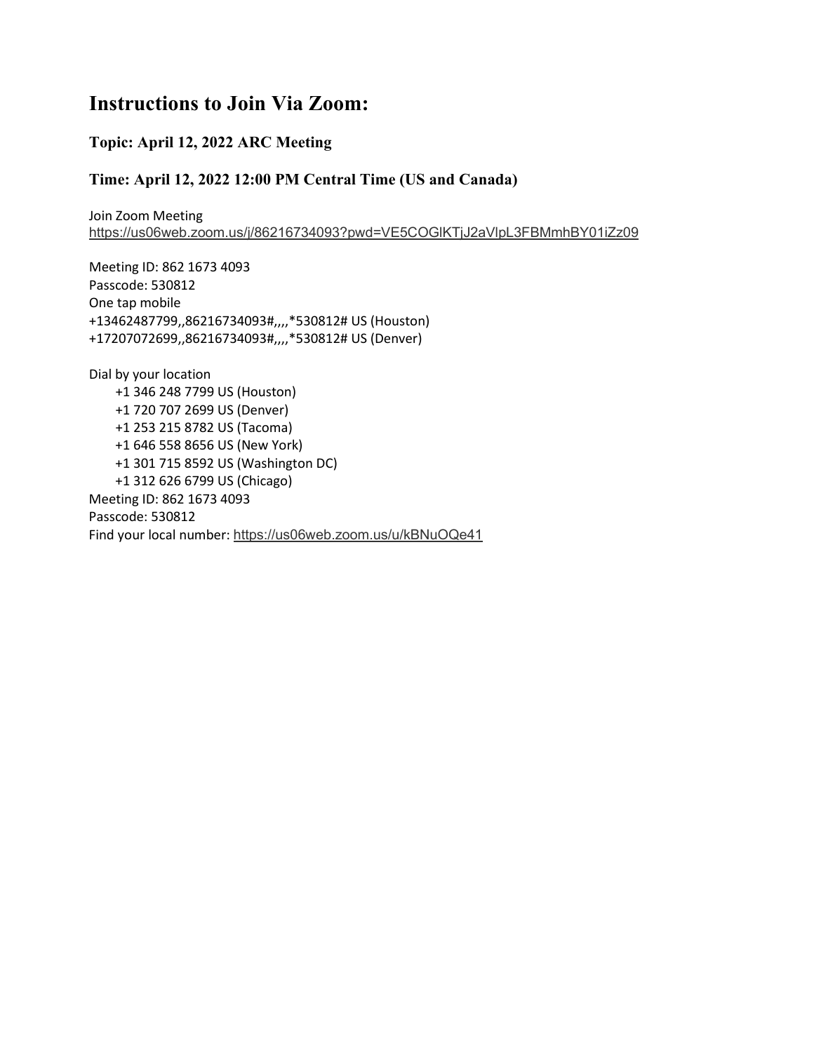# Instructions to Join Via Zoom:

### Topic: April 12, 2022 ARC Meeting

### Time: April 12, 2022 12:00 PM Central Time (US and Canada)

Join Zoom Meeting
https://us06web.zoom.us/j/86216734093?pwd=VE5COGlKTjJ2aVlpL3FBMmhBY01iZz09

Meeting ID: 862 1673 4093
Passcode: 530812
One tap mobile
+13462487799,,86216734093#,,,,*530812# US (Houston)
+17207072699,,86216734093#,,,,*530812# US (Denver)

Dial by your location
+1 346 248 7799 US (Houston)
+1 720 707 2699 US (Denver)
+1 253 215 8782 US (Tacoma)
+1 646 558 8656 US (New York)
+1 301 715 8592 US (Washington DC)
+1 312 626 6799 US (Chicago)
Meeting ID: 862 1673 4093
Passcode: 530812
Find your local number: https://us06web.zoom.us/u/kBNuOQe41